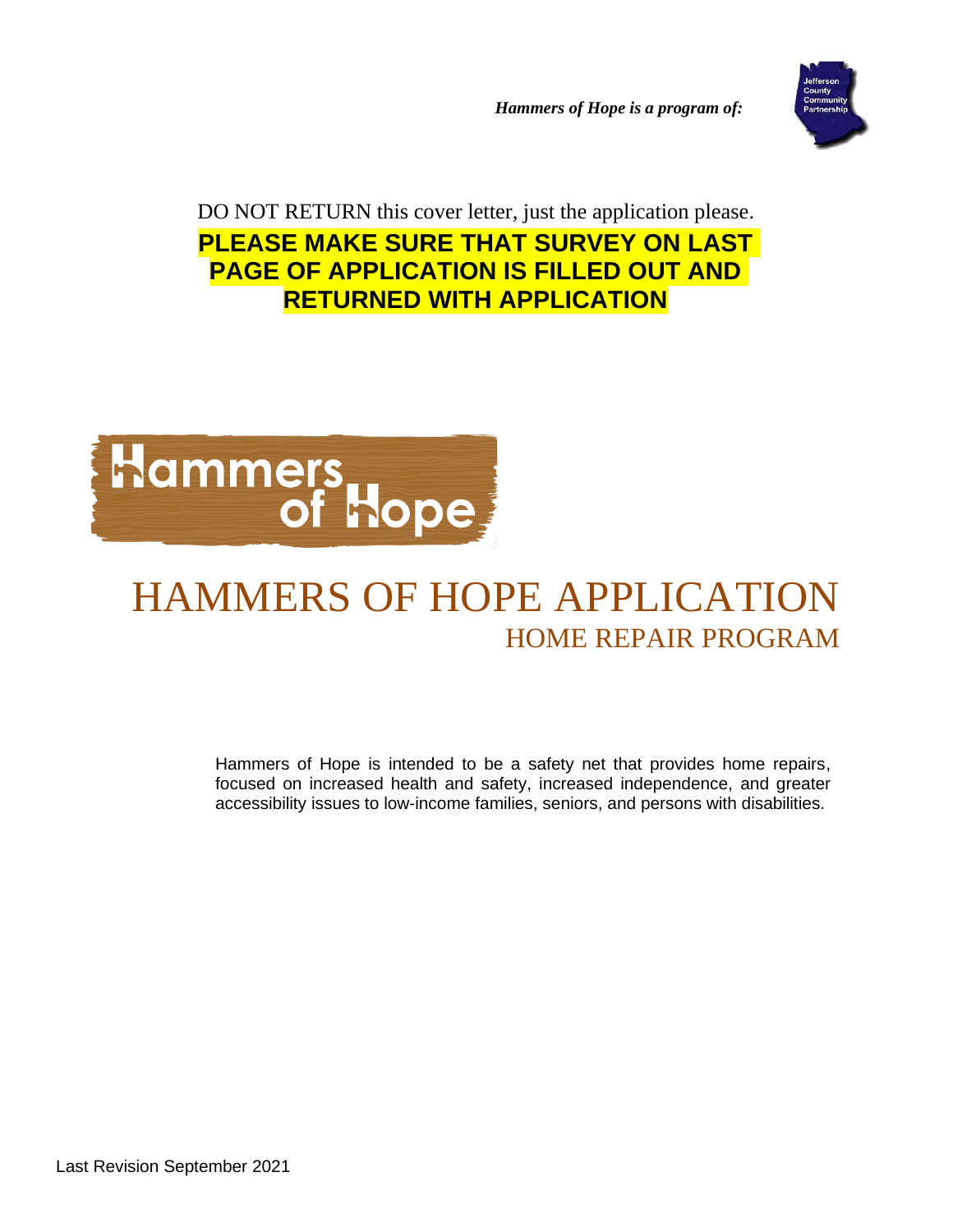***Hammers of Hope is a program of:***

Jefferson County Community Partnership

DO NOT RETURN this cover letter, just the application please.

**PLEASE MAKE SURE THAT SURVEY ON LAST PAGE OF APPLICATION IS FILLED OUT AND RETURNED WITH APPLICATION**

Hammers of Hope

# HAMMERS OF HOPE APPLICATION

## HOME REPAIR PROGRAM

Hammers of Hope is intended to be a safety net that provides home repairs, focused on increased health and safety, increased independence, and greater accessibility issues to low-income families, seniors, and persons with disabilities.

Last Revision September 2021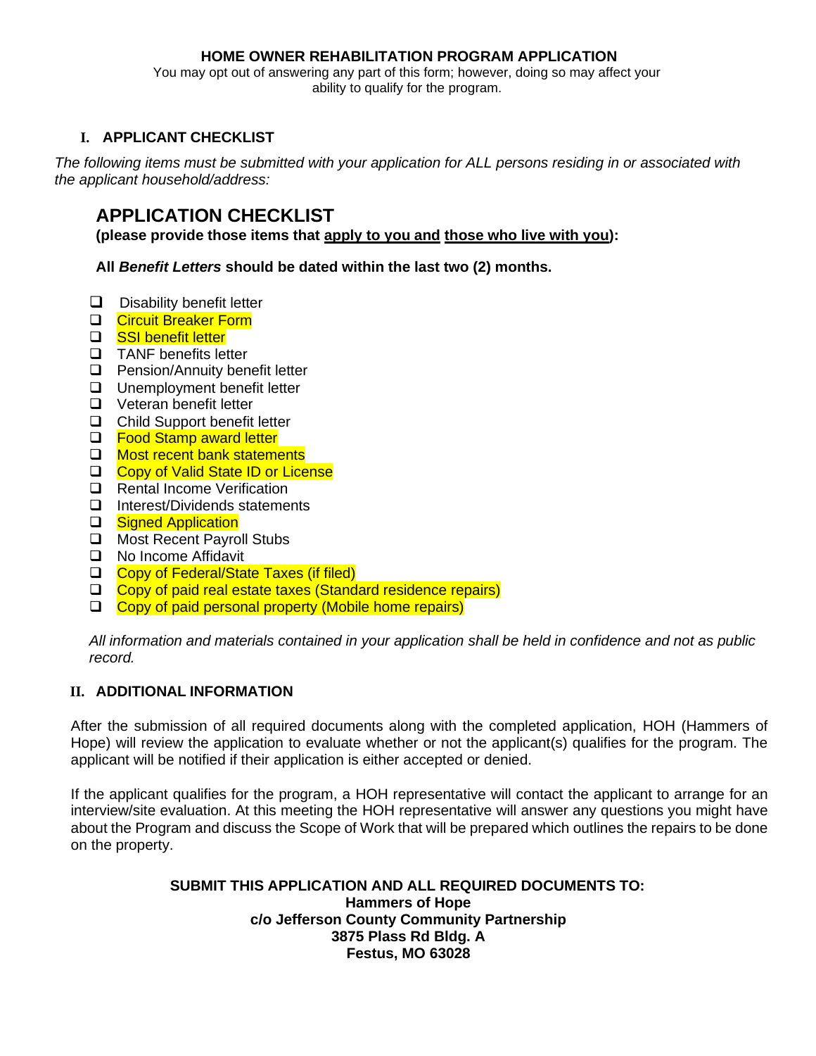**HOME OWNER REHABILITATION PROGRAM APPLICATION**

You may opt out of answering any part of this form; however, doing so may affect your ability to qualify for the program.

## I. APPLICANT CHECKLIST

*The following items must be submitted with your application for ALL persons residing in or associated with the applicant household/address:*

## APPLICATION CHECKLIST

**(please provide those items that apply to you and those who live with you):**

**All *Benefit Letters* should be dated within the last two (2) months.**

- ☐ Disability benefit letter
- ☐ Circuit Breaker Form
- ☐ SSI benefit letter
- ☐ TANF benefits letter
- ☐ Pension/Annuity benefit letter
- ☐ Unemployment benefit letter
- ☐ Veteran benefit letter
- ☐ Child Support benefit letter
- ☐ Food Stamp award letter
- ☐ Most recent bank statements
- ☐ Copy of Valid State ID or License
- ☐ Rental Income Verification
- ☐ Interest/Dividends statements
- ☐ Signed Application
- ☐ Most Recent Payroll Stubs
- ☐ No Income Affidavit
- ☐ Copy of Federal/State Taxes (if filed)
- ☐ Copy of paid real estate taxes (Standard residence repairs)
- ☐ Copy of paid personal property (Mobile home repairs)

*All information and materials contained in your application shall be held in confidence and not as public record.*

## II. ADDITIONAL INFORMATION

After the submission of all required documents along with the completed application, HOH (Hammers of Hope) will review the application to evaluate whether or not the applicant(s) qualifies for the program. The applicant will be notified if their application is either accepted or denied.

If the applicant qualifies for the program, a HOH representative will contact the applicant to arrange for an interview/site evaluation. At this meeting the HOH representative will answer any questions you might have about the Program and discuss the Scope of Work that will be prepared which outlines the repairs to be done on the property.

**SUBMIT THIS APPLICATION AND ALL REQUIRED DOCUMENTS TO:**
**Hammers of Hope**
**c/o Jefferson County Community Partnership**
**3875 Plass Rd Bldg. A**
**Festus, MO 63028**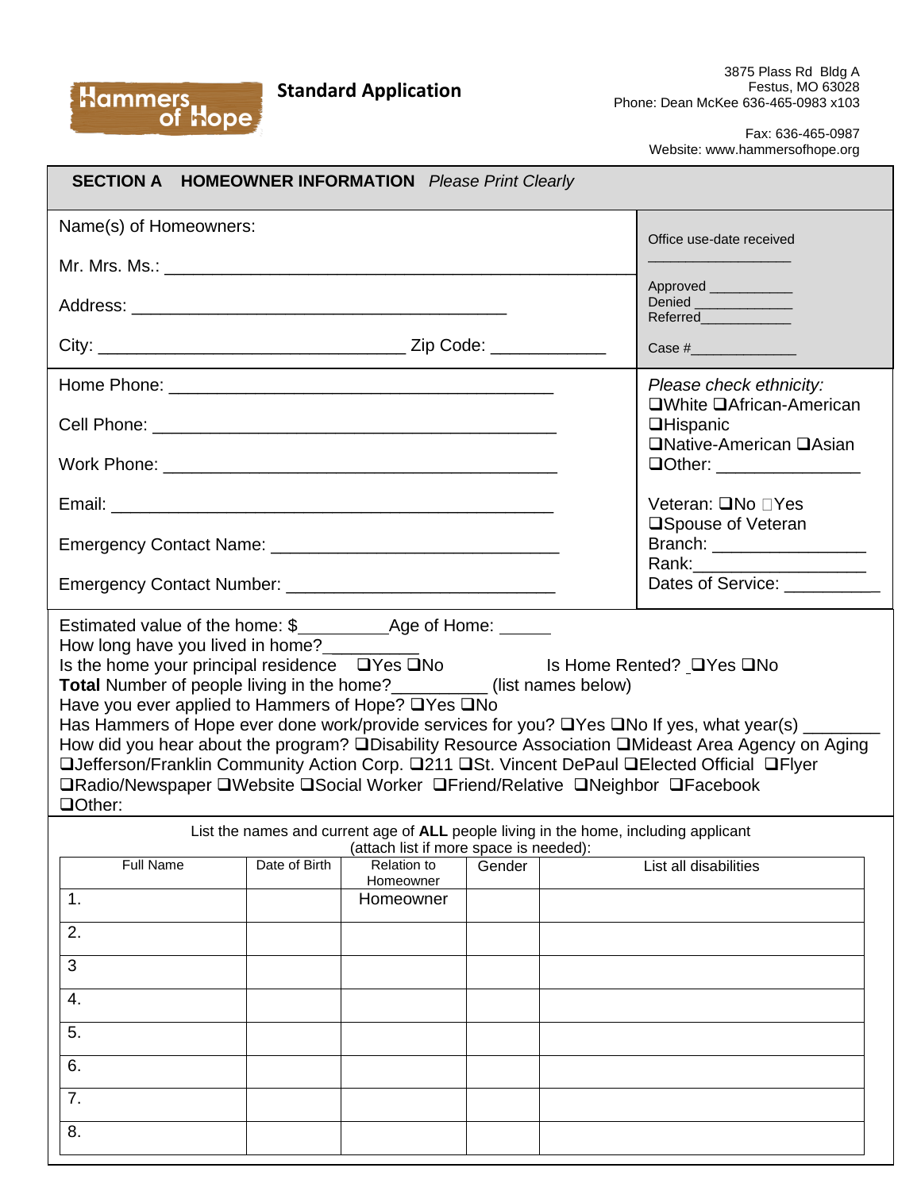Hammers of Hope

**Standard Application**

3875 Plass Rd Bldg A
Festus, MO 63028
Phone: Dean McKee 636-465-0983 x103

Fax: 636-465-0987
Website: www.hammersofhope.org

## SECTION A HOMEOWNER INFORMATION *Please Print Clearly*

Name(s) of Homeowners:

Mr. Mrs. Ms.: ______________________________________________

Address: ________________________________________

City: ________________________________ Zip Code: ____________

Office use-date received

__________________

Approved __________
Denied ____________
Referred___________

Case #_____________

Home Phone: ________________________________________

Cell Phone: ________________________________________

Work Phone: ________________________________________

Email: ______________________________________________

Emergency Contact Name: ______________________________

Emergency Contact Number: ____________________________

*Please check ethnicity:*
❑White ❑African-American
❑Hispanic
❑Native-American ❑Asian
❑Other: _______________

Veteran: ❑No ☐Yes
❑Spouse of Veteran
Branch: ________________
Rank:__________________
Dates of Service: __________

Estimated value of the home: $_________Age of Home: ______
How long have you lived in home?__________
Is the home your principal residence ❑Yes ❑No Is Home Rented? ❑Yes ❑No
**Total** Number of people living in the home?__________ (list names below)
Have you ever applied to Hammers of Hope? ❑Yes ❑No
Has Hammers of Hope ever done work/provide services for you? ❑Yes ❑No If yes, what year(s) ________
How did you hear about the program? ❑Disability Resource Association ❑Mideast Area Agency on Aging ❑Jefferson/Franklin Community Action Corp. ❑211 ❑St. Vincent DePaul ❑Elected Official ❑Flyer ❑Radio/Newspaper ❑Website ❑Social Worker ❑Friend/Relative ❑Neighbor ❑Facebook ❑Other:

List the names and current age of **ALL** people living in the home, including applicant (attach list if more space is needed):

| Full Name | Date of Birth | Relation to Homeowner | Gender | List all disabilities |
|---|---|---|---|---|
| 1. | | Homeowner | | |
| 2. | | | | |
| 3 | | | | |
| 4. | | | | |
| 5. | | | | |
| 6. | | | | |
| 7. | | | | |
| 8. | | | | |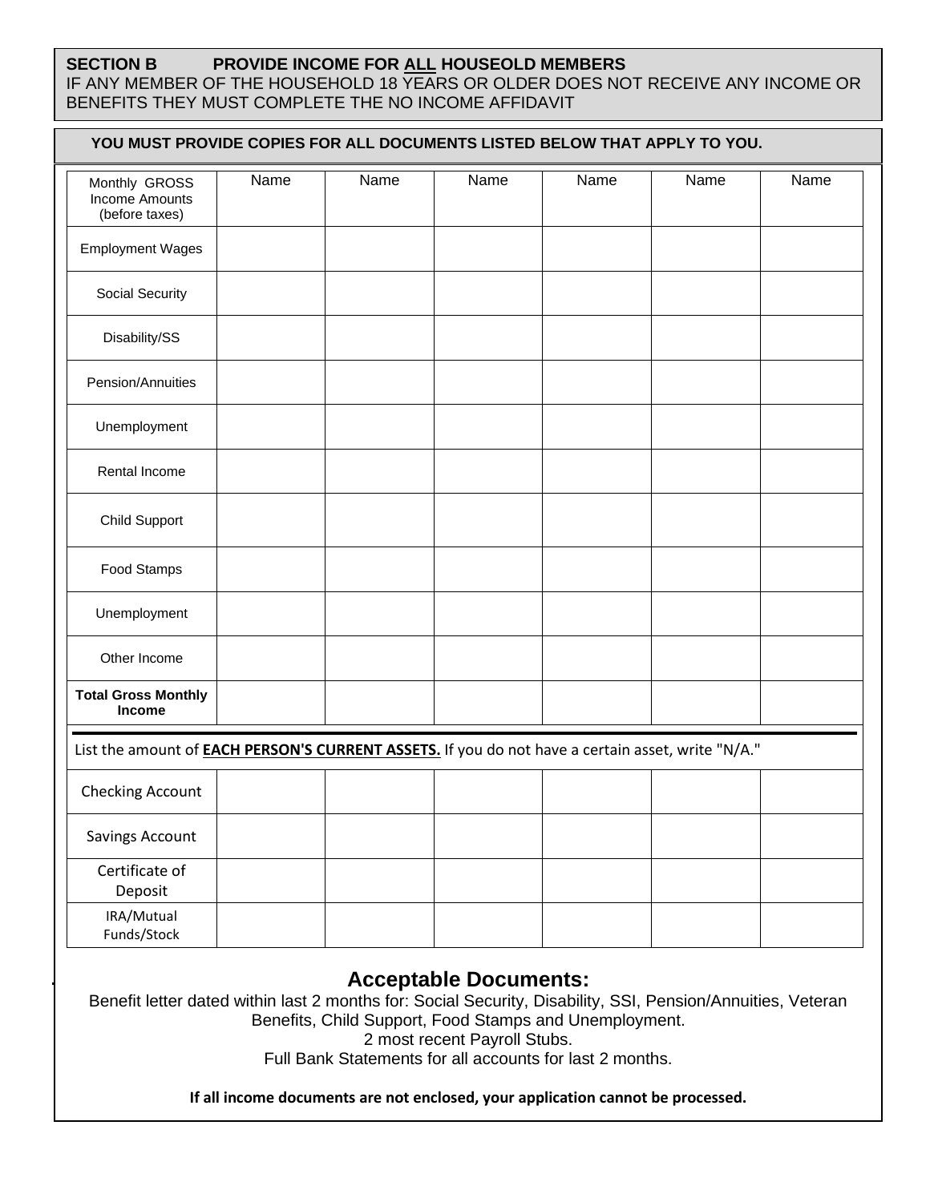**SECTION B PROVIDE INCOME FOR ALL HOUSEOLD MEMBERS**

IF ANY MEMBER OF THE HOUSEHOLD 18 YEARS OR OLDER DOES NOT RECEIVE ANY INCOME OR BENEFITS THEY MUST COMPLETE THE NO INCOME AFFIDAVIT

**YOU MUST PROVIDE COPIES FOR ALL DOCUMENTS LISTED BELOW THAT APPLY TO YOU.**

| Monthly GROSS Income Amounts (before taxes) | Name | Name | Name | Name | Name | Name |
|---|---|---|---|---|---|---|
| Employment Wages | | | | | | |
| Social Security | | | | | | |
| Disability/SS | | | | | | |
| Pension/Annuities | | | | | | |
| Unemployment | | | | | | |
| Rental Income | | | | | | |
| Child Support | | | | | | |
| Food Stamps | | | | | | |
| Unemployment | | | | | | |
| Other Income | | | | | | |
| **Total Gross Monthly Income** | | | | | | |

List the amount of **EACH PERSON'S CURRENT ASSETS.** If you do not have a certain asset, write "N/A."

| | | | | | | |
|---|---|---|---|---|---|---|
| Checking Account | | | | | | |
| Savings Account | | | | | | |
| Certificate of Deposit | | | | | | |
| IRA/Mutual Funds/Stock | | | | | | |

## Acceptable Documents:

Benefit letter dated within last 2 months for: Social Security, Disability, SSI, Pension/Annuities, Veteran Benefits, Child Support, Food Stamps and Unemployment.

2 most recent Payroll Stubs.

Full Bank Statements for all accounts for last 2 months.

**If all income documents are not enclosed, your application cannot be processed.**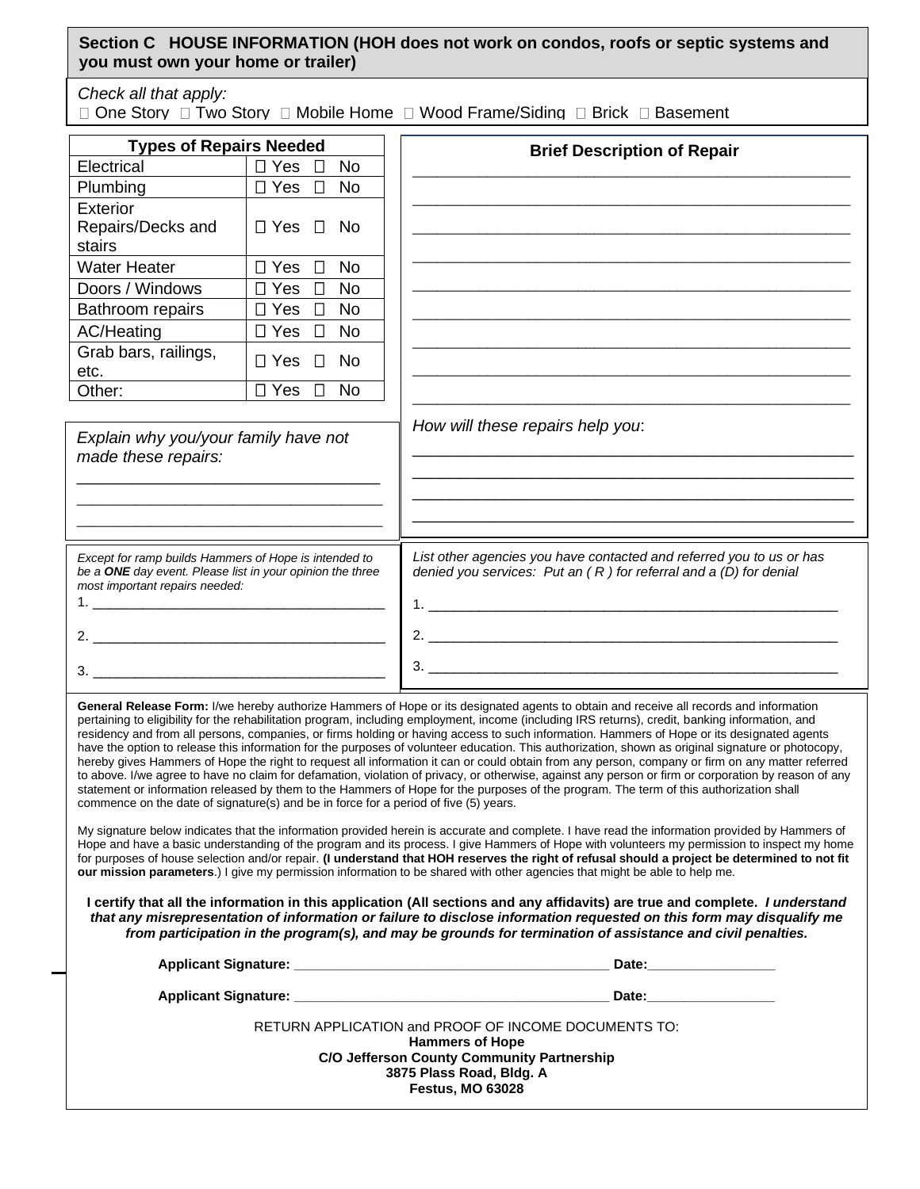## Section C HOUSE INFORMATION (HOH does not work on condos, roofs or septic systems and you must own your home or trailer)

*Check all that apply:*

☐ One Story ☐ Two Story ☐ Mobile Home ☐ Wood Frame/Siding ☐ Brick ☐ Basement

| Types of Repairs Needed | |
|---|---|
| Electrical | ☐ Yes ☐ No |
| Plumbing | ☐ Yes ☐ No |
| Exterior Repairs/Decks and stairs | ☐ Yes ☐ No |
| Water Heater | ☐ Yes ☐ No |
| Doors / Windows | ☐ Yes ☐ No |
| Bathroom repairs | ☐ Yes ☐ No |
| AC/Heating | ☐ Yes ☐ No |
| Grab bars, railings, etc. | ☐ Yes ☐ No |
| Other: | ☐ Yes ☐ No |

**Brief Description of Repair**

_______________________________________________

_______________________________________________

_______________________________________________

_______________________________________________

_______________________________________________

_______________________________________________

_______________________________________________

_______________________________________________

_______________________________________________

*Explain why you/your family have not made these repairs:*

_______________________________

_______________________________

_______________________________

*How will these repairs help you*:

_______________________________________________

_______________________________________________

_______________________________________________

_______________________________________________

*Except for ramp builds Hammers of Hope is intended to be a **ONE** day event. Please list in your opinion the three most important repairs needed:*

1. _______________________________
2. _______________________________
3. _______________________________

*List other agencies you have contacted and referred you to us or has denied you services: Put an ( R ) for referral and a (D) for denial*

1. _______________________________________________
2. _______________________________________________
3. _______________________________________________

**General Release Form:** I/we hereby authorize Hammers of Hope or its designated agents to obtain and receive all records and information pertaining to eligibility for the rehabilitation program, including employment, income (including IRS returns), credit, banking information, and residency and from all persons, companies, or firms holding or having access to such information. Hammers of Hope or its designated agents have the option to release this information for the purposes of volunteer education. This authorization, shown as original signature or photocopy, hereby gives Hammers of Hope the right to request all information it can or could obtain from any person, company or firm on any matter referred to above. I/we agree to have no claim for defamation, violation of privacy, or otherwise, against any person or firm or corporation by reason of any statement or information released by them to the Hammers of Hope for the purposes of the program. The term of this authorization shall commence on the date of signature(s) and be in force for a period of five (5) years.

My signature below indicates that the information provided herein is accurate and complete. I have read the information provided by Hammers of Hope and have a basic understanding of the program and its process. I give Hammers of Hope with volunteers my permission to inspect my home for purposes of house selection and/or repair. **(I understand that HOH reserves the right of refusal should a project be determined to not fit our mission parameters**.) I give my permission information to be shared with other agencies that might be able to help me.

**I certify that all the information in this application (All sections and any affidavits) are true and complete.** ***I understand that any misrepresentation of information or failure to disclose information requested on this form may disqualify me from participation in the program(s), and may be grounds for termination of assistance and civil penalties.***

**Applicant Signature:** ________________________________________ **Date:**________________

**Applicant Signature:** ________________________________________ **Date:**________________

RETURN APPLICATION and PROOF OF INCOME DOCUMENTS TO:

**Hammers of Hope**
**C/O Jefferson County Community Partnership**
**3875 Plass Road, Bldg. A**
**Festus, MO 63028**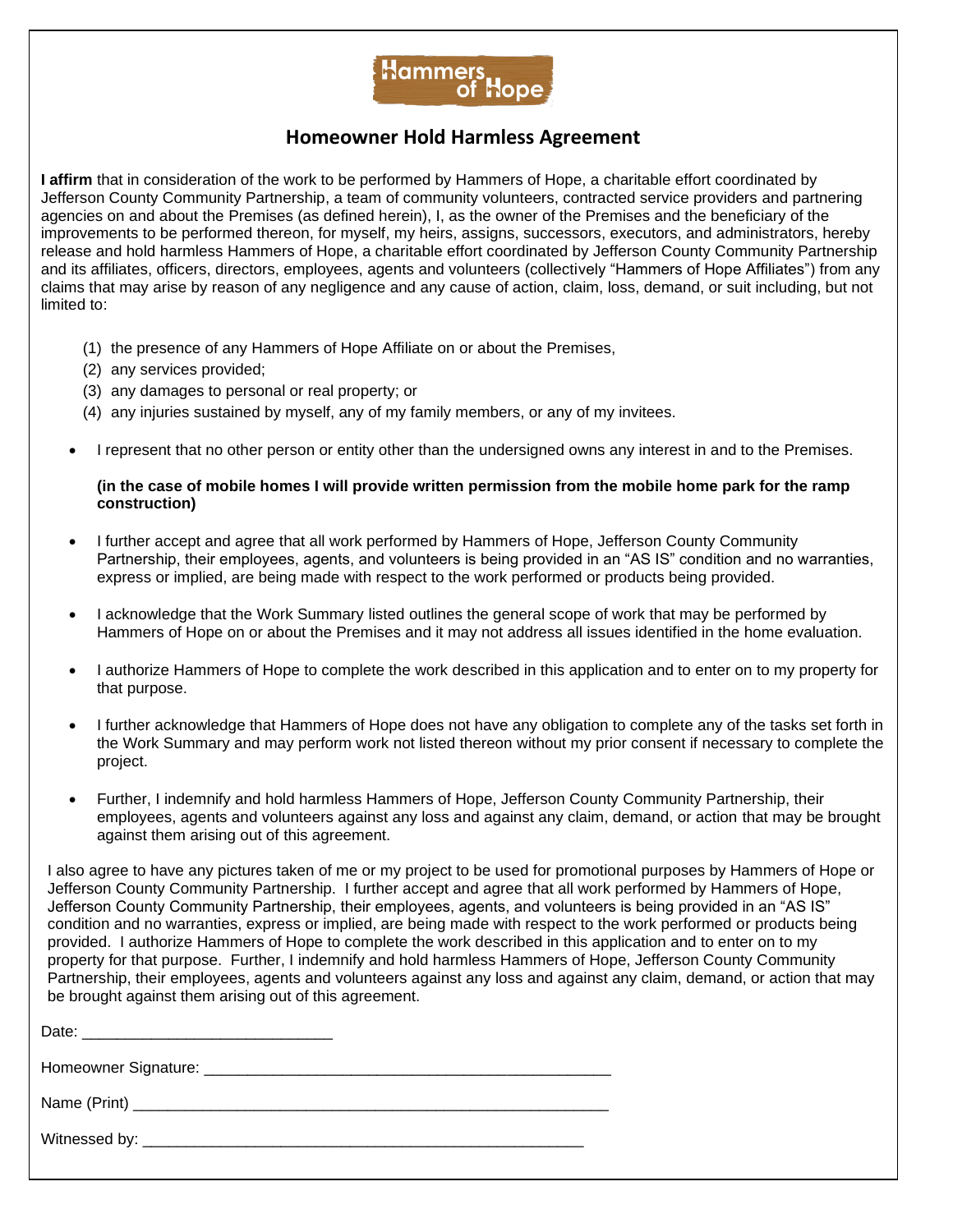Hammers of Hope

# Homeowner Hold Harmless Agreement

**I affirm** that in consideration of the work to be performed by Hammers of Hope, a charitable effort coordinated by Jefferson County Community Partnership, a team of community volunteers, contracted service providers and partnering agencies on and about the Premises (as defined herein), I, as the owner of the Premises and the beneficiary of the improvements to be performed thereon, for myself, my heirs, assigns, successors, executors, and administrators, hereby release and hold harmless Hammers of Hope, a charitable effort coordinated by Jefferson County Community Partnership and its affiliates, officers, directors, employees, agents and volunteers (collectively "Hammers of Hope Affiliates") from any claims that may arise by reason of any negligence and any cause of action, claim, loss, demand, or suit including, but not limited to:

(1) the presence of any Hammers of Hope Affiliate on or about the Premises,
(2) any services provided;
(3) any damages to personal or real property; or
(4) any injuries sustained by myself, any of my family members, or any of my invitees.

- I represent that no other person or entity other than the undersigned owns any interest in and to the Premises.

  **(in the case of mobile homes I will provide written permission from the mobile home park for the ramp construction)**

- I further accept and agree that all work performed by Hammers of Hope, Jefferson County Community Partnership, their employees, agents, and volunteers is being provided in an "AS IS" condition and no warranties, express or implied, are being made with respect to the work performed or products being provided.

- I acknowledge that the Work Summary listed outlines the general scope of work that may be performed by Hammers of Hope on or about the Premises and it may not address all issues identified in the home evaluation.

- I authorize Hammers of Hope to complete the work described in this application and to enter on to my property for that purpose.

- I further acknowledge that Hammers of Hope does not have any obligation to complete any of the tasks set forth in the Work Summary and may perform work not listed thereon without my prior consent if necessary to complete the project.

- Further, I indemnify and hold harmless Hammers of Hope, Jefferson County Community Partnership, their employees, agents and volunteers against any loss and against any claim, demand, or action that may be brought against them arising out of this agreement.

I also agree to have any pictures taken of me or my project to be used for promotional purposes by Hammers of Hope or Jefferson County Community Partnership. I further accept and agree that all work performed by Hammers of Hope, Jefferson County Community Partnership, their employees, agents, and volunteers is being provided in an "AS IS" condition and no warranties, express or implied, are being made with respect to the work performed or products being provided. I authorize Hammers of Hope to complete the work described in this application and to enter on to my property for that purpose. Further, I indemnify and hold harmless Hammers of Hope, Jefferson County Community Partnership, their employees, agents and volunteers against any loss and against any claim, demand, or action that may be brought against them arising out of this agreement.

Date: ______________________________

Homeowner Signature: __________________________________________________

Name (Print) __________________________________________________________

Witnessed by: ______________________________________________________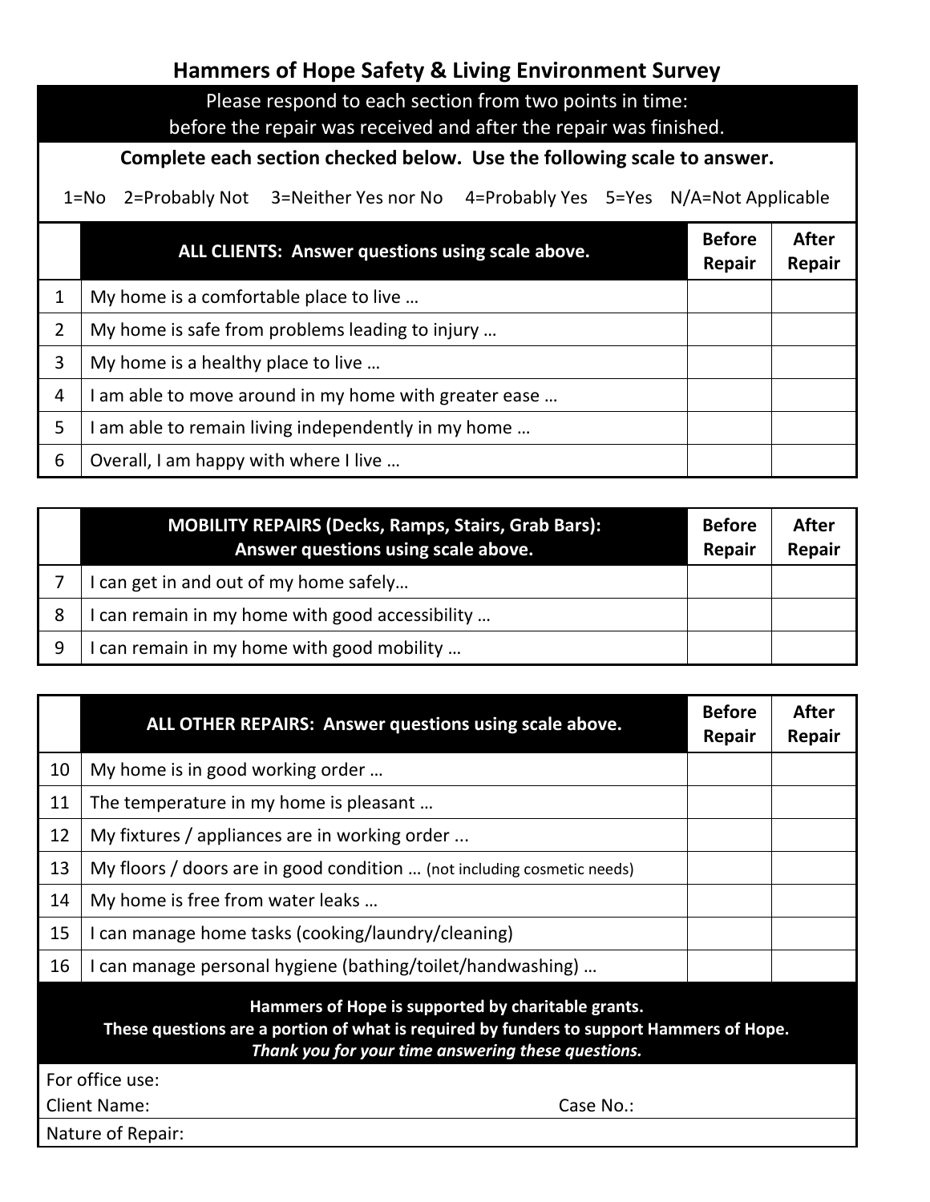# Hammers of Hope Safety & Living Environment Survey

**Please respond to each section from two points in time: before the repair was received and after the repair was finished.**

**Complete each section checked below. Use the following scale to answer.**

1=No  2=Probably Not  3=Neither Yes nor No  4=Probably Yes  5=Yes  N/A=Not Applicable

| | **ALL CLIENTS: Answer questions using scale above.** | **Before Repair** | **After Repair** |
|---|---|---|---|
| 1 | My home is a comfortable place to live … | | |
| 2 | My home is safe from problems leading to injury … | | |
| 3 | My home is a healthy place to live … | | |
| 4 | I am able to move around in my home with greater ease … | | |
| 5 | I am able to remain living independently in my home … | | |
| 6 | Overall, I am happy with where I live … | | |

| | **MOBILITY REPAIRS (Decks, Ramps, Stairs, Grab Bars): Answer questions using scale above.** | **Before Repair** | **After Repair** |
|---|---|---|---|
| 7 | I can get in and out of my home safely… | | |
| 8 | I can remain in my home with good accessibility … | | |
| 9 | I can remain in my home with good mobility … | | |

| | **ALL OTHER REPAIRS: Answer questions using scale above.** | **Before Repair** | **After Repair** |
|---|---|---|---|
| 10 | My home is in good working order … | | |
| 11 | The temperature in my home is pleasant … | | |
| 12 | My fixtures / appliances are in working order ... | | |
| 13 | My floors / doors are in good condition … (not including cosmetic needs) | | |
| 14 | My home is free from water leaks … | | |
| 15 | I can manage home tasks (cooking/laundry/cleaning) | | |
| 16 | I can manage personal hygiene (bathing/toilet/handwashing) … | | |

**Hammers of Hope is supported by charitable grants.**
**These questions are a portion of what is required by funders to support Hammers of Hope.**
***Thank you for your time answering these questions.***

For office use:

Client Name: Case No.:

Nature of Repair: